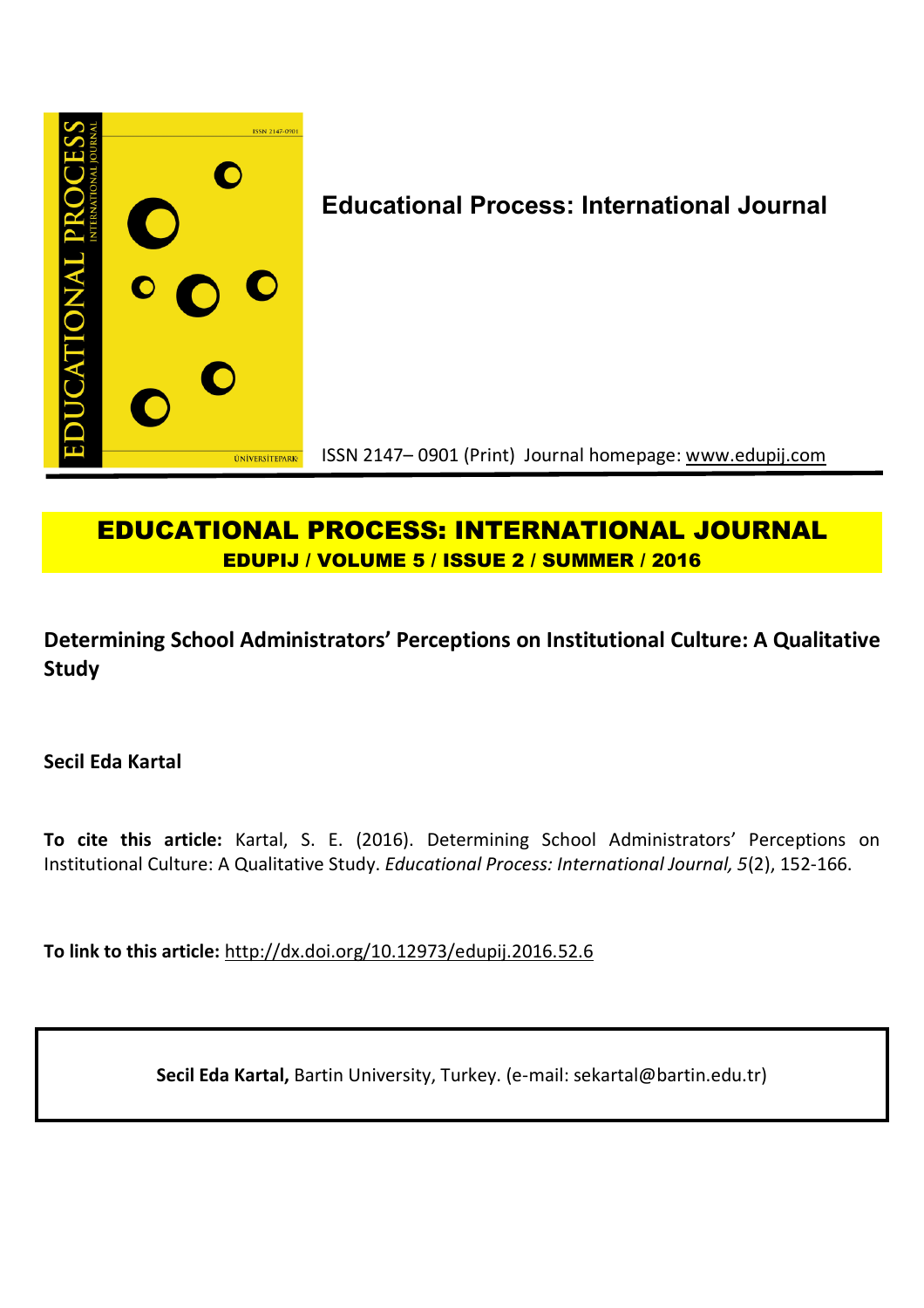**Educational Process: International Journal**

ISSN 2147– 0901 (Print) Journal homepage: www.edupij.com

# EDUCATIONAL PROCESS: INTERNATIONAL JOURNAL

**EDUPIJ / VOLUME 5 / ISSUE 2 / SUMMER / 2016**

## Determining School Administrators' Perceptions on Institutional Culture: A Qualitative Study

**Secil Eda Kartal**

**To cite this article:** Kartal, S. E. (2016). Determining School Administrators' Perceptions on Institutional Culture: A Qualitative Study. *Educational Process: International Journal, 5*(2), 152-166.

**To link to this article:** http://dx.doi.org/10.12973/edupij.2016.52.6

**Secil Eda Kartal,** Bartin University, Turkey. (e-mail: sekartal@bartin.edu.tr)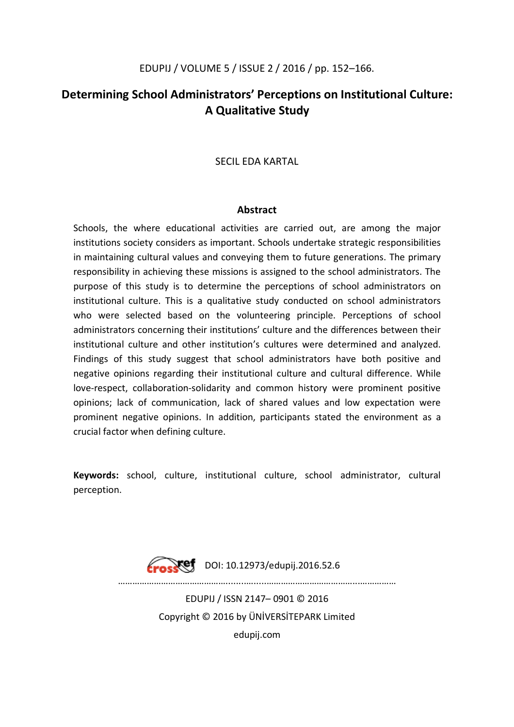# Determining School Administrators' Perceptions on Institutional Culture: A Qualitative Study

SECIL EDA KARTAL

## Abstract

Schools, the where educational activities are carried out, are among the major institutions society considers as important. Schools undertake strategic responsibilities in maintaining cultural values and conveying them to future generations. The primary responsibility in achieving these missions is assigned to the school administrators. The purpose of this study is to determine the perceptions of school administrators on institutional culture. This is a qualitative study conducted on school administrators who were selected based on the volunteering principle. Perceptions of school administrators concerning their institutions' culture and the differences between their institutional culture and other institution's cultures were determined and analyzed. Findings of this study suggest that school administrators have both positive and negative opinions regarding their institutional culture and cultural difference. While love-respect, collaboration-solidarity and common history were prominent positive opinions; lack of communication, lack of shared values and low expectation were prominent negative opinions. In addition, participants stated the environment as a crucial factor when defining culture.

**Keywords:** school, culture, institutional culture, school administrator, cultural perception.

DOI: 10.12973/edupij.2016.52.6

EDUPIJ / ISSN 2147– 0901 © 2016

Copyright © 2016 by ÜNİVERSİTEPARK Limited

edupij.com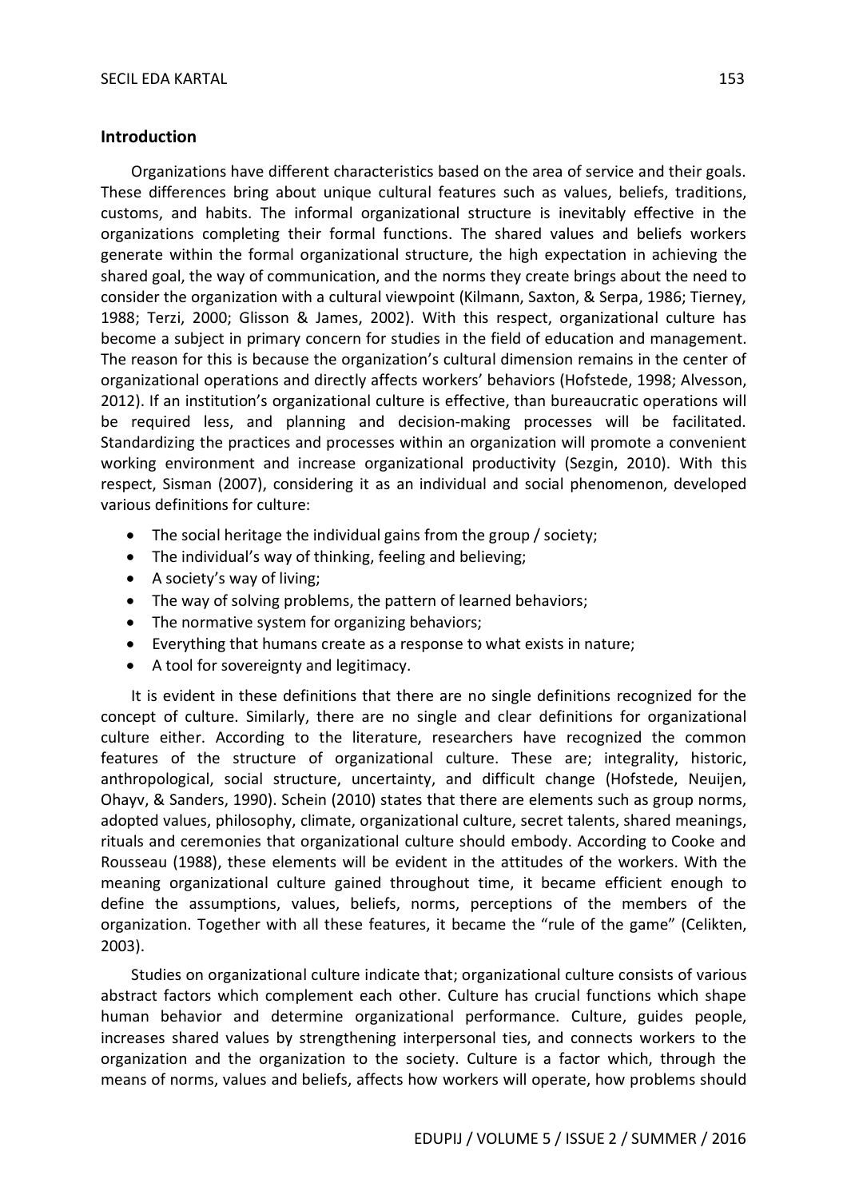## Introduction

Organizations have different characteristics based on the area of service and their goals. These differences bring about unique cultural features such as values, beliefs, traditions, customs, and habits. The informal organizational structure is inevitably effective in the organizations completing their formal functions. The shared values and beliefs workers generate within the formal organizational structure, the high expectation in achieving the shared goal, the way of communication, and the norms they create brings about the need to consider the organization with a cultural viewpoint (Kilmann, Saxton, & Serpa, 1986; Tierney, 1988; Terzi, 2000; Glisson & James, 2002). With this respect, organizational culture has become a subject in primary concern for studies in the field of education and management. The reason for this is because the organization's cultural dimension remains in the center of organizational operations and directly affects workers' behaviors (Hofstede, 1998; Alvesson, 2012). If an institution's organizational culture is effective, than bureaucratic operations will be required less, and planning and decision-making processes will be facilitated. Standardizing the practices and processes within an organization will promote a convenient working environment and increase organizational productivity (Sezgin, 2010). With this respect, Sisman (2007), considering it as an individual and social phenomenon, developed various definitions for culture:

- The social heritage the individual gains from the group / society;
- The individual's way of thinking, feeling and believing;
- A society's way of living;
- The way of solving problems, the pattern of learned behaviors;
- The normative system for organizing behaviors;
- Everything that humans create as a response to what exists in nature;
- A tool for sovereignty and legitimacy.

It is evident in these definitions that there are no single definitions recognized for the concept of culture. Similarly, there are no single and clear definitions for organizational culture either. According to the literature, researchers have recognized the common features of the structure of organizational culture. These are; integrality, historic, anthropological, social structure, uncertainty, and difficult change (Hofstede, Neuijen, Ohayv, & Sanders, 1990). Schein (2010) states that there are elements such as group norms, adopted values, philosophy, climate, organizational culture, secret talents, shared meanings, rituals and ceremonies that organizational culture should embody. According to Cooke and Rousseau (1988), these elements will be evident in the attitudes of the workers. With the meaning organizational culture gained throughout time, it became efficient enough to define the assumptions, values, beliefs, norms, perceptions of the members of the organization. Together with all these features, it became the "rule of the game" (Celikten, 2003).

Studies on organizational culture indicate that; organizational culture consists of various abstract factors which complement each other. Culture has crucial functions which shape human behavior and determine organizational performance. Culture, guides people, increases shared values by strengthening interpersonal ties, and connects workers to the organization and the organization to the society. Culture is a factor which, through the means of norms, values and beliefs, affects how workers will operate, how problems should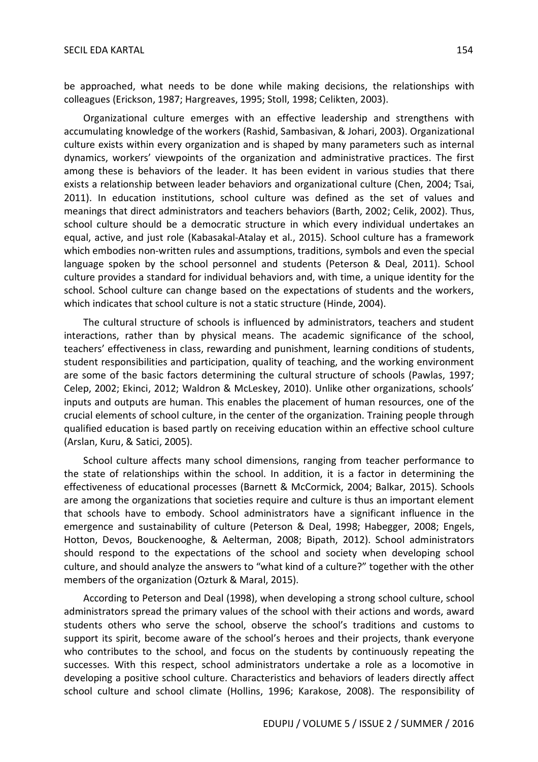be approached, what needs to be done while making decisions, the relationships with colleagues (Erickson, 1987; Hargreaves, 1995; Stoll, 1998; Celikten, 2003).

Organizational culture emerges with an effective leadership and strengthens with accumulating knowledge of the workers (Rashid, Sambasivan, & Johari, 2003). Organizational culture exists within every organization and is shaped by many parameters such as internal dynamics, workers' viewpoints of the organization and administrative practices. The first among these is behaviors of the leader. It has been evident in various studies that there exists a relationship between leader behaviors and organizational culture (Chen, 2004; Tsai, 2011). In education institutions, school culture was defined as the set of values and meanings that direct administrators and teachers behaviors (Barth, 2002; Celik, 2002). Thus, school culture should be a democratic structure in which every individual undertakes an equal, active, and just role (Kabasakal-Atalay et al., 2015). School culture has a framework which embodies non-written rules and assumptions, traditions, symbols and even the special language spoken by the school personnel and students (Peterson & Deal, 2011). School culture provides a standard for individual behaviors and, with time, a unique identity for the school. School culture can change based on the expectations of students and the workers, which indicates that school culture is not a static structure (Hinde, 2004).

The cultural structure of schools is influenced by administrators, teachers and student interactions, rather than by physical means. The academic significance of the school, teachers' effectiveness in class, rewarding and punishment, learning conditions of students, student responsibilities and participation, quality of teaching, and the working environment are some of the basic factors determining the cultural structure of schools (Pawlas, 1997; Celep, 2002; Ekinci, 2012; Waldron & McLeskey, 2010). Unlike other organizations, schools' inputs and outputs are human. This enables the placement of human resources, one of the crucial elements of school culture, in the center of the organization. Training people through qualified education is based partly on receiving education within an effective school culture (Arslan, Kuru, & Satici, 2005).

School culture affects many school dimensions, ranging from teacher performance to the state of relationships within the school. In addition, it is a factor in determining the effectiveness of educational processes (Barnett & McCormick, 2004; Balkar, 2015). Schools are among the organizations that societies require and culture is thus an important element that schools have to embody. School administrators have a significant influence in the emergence and sustainability of culture (Peterson & Deal, 1998; Habegger, 2008; Engels, Hotton, Devos, Bouckenooghe, & Aelterman, 2008; Bipath, 2012). School administrators should respond to the expectations of the school and society when developing school culture, and should analyze the answers to "what kind of a culture?" together with the other members of the organization (Ozturk & Maral, 2015).

According to Peterson and Deal (1998), when developing a strong school culture, school administrators spread the primary values of the school with their actions and words, award students others who serve the school, observe the school's traditions and customs to support its spirit, become aware of the school's heroes and their projects, thank everyone who contributes to the school, and focus on the students by continuously repeating the successes. With this respect, school administrators undertake a role as a locomotive in developing a positive school culture. Characteristics and behaviors of leaders directly affect school culture and school climate (Hollins, 1996; Karakose, 2008). The responsibility of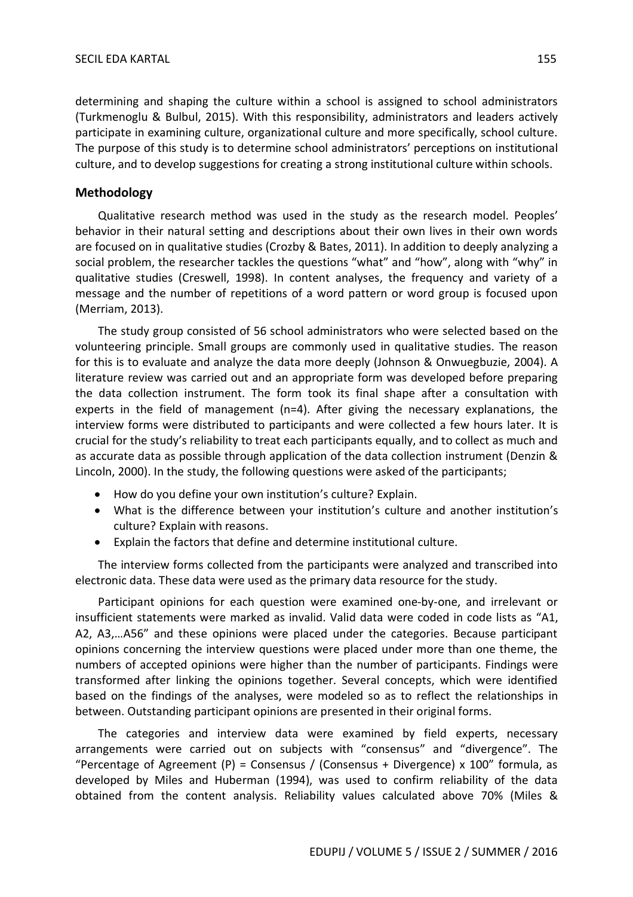determining and shaping the culture within a school is assigned to school administrators (Turkmenoglu & Bulbul, 2015). With this responsibility, administrators and leaders actively participate in examining culture, organizational culture and more specifically, school culture. The purpose of this study is to determine school administrators' perceptions on institutional culture, and to develop suggestions for creating a strong institutional culture within schools.

## Methodology

Qualitative research method was used in the study as the research model. Peoples' behavior in their natural setting and descriptions about their own lives in their own words are focused on in qualitative studies (Crozby & Bates, 2011). In addition to deeply analyzing a social problem, the researcher tackles the questions "what" and "how", along with "why" in qualitative studies (Creswell, 1998). In content analyses, the frequency and variety of a message and the number of repetitions of a word pattern or word group is focused upon (Merriam, 2013).

The study group consisted of 56 school administrators who were selected based on the volunteering principle. Small groups are commonly used in qualitative studies. The reason for this is to evaluate and analyze the data more deeply (Johnson & Onwuegbuzie, 2004). A literature review was carried out and an appropriate form was developed before preparing the data collection instrument. The form took its final shape after a consultation with experts in the field of management (n=4). After giving the necessary explanations, the interview forms were distributed to participants and were collected a few hours later. It is crucial for the study's reliability to treat each participants equally, and to collect as much and as accurate data as possible through application of the data collection instrument (Denzin & Lincoln, 2000). In the study, the following questions were asked of the participants;

- How do you define your own institution's culture? Explain.
- What is the difference between your institution's culture and another institution's culture? Explain with reasons.
- Explain the factors that define and determine institutional culture.

The interview forms collected from the participants were analyzed and transcribed into electronic data. These data were used as the primary data resource for the study.

Participant opinions for each question were examined one-by-one, and irrelevant or insufficient statements were marked as invalid. Valid data were coded in code lists as "A1, A2, A3,…A56" and these opinions were placed under the categories. Because participant opinions concerning the interview questions were placed under more than one theme, the numbers of accepted opinions were higher than the number of participants. Findings were transformed after linking the opinions together. Several concepts, which were identified based on the findings of the analyses, were modeled so as to reflect the relationships in between. Outstanding participant opinions are presented in their original forms.

The categories and interview data were examined by field experts, necessary arrangements were carried out on subjects with "consensus" and "divergence". The "Percentage of Agreement (P) = Consensus / (Consensus + Divergence) x 100" formula, as developed by Miles and Huberman (1994), was used to confirm reliability of the data obtained from the content analysis. Reliability values calculated above 70% (Miles &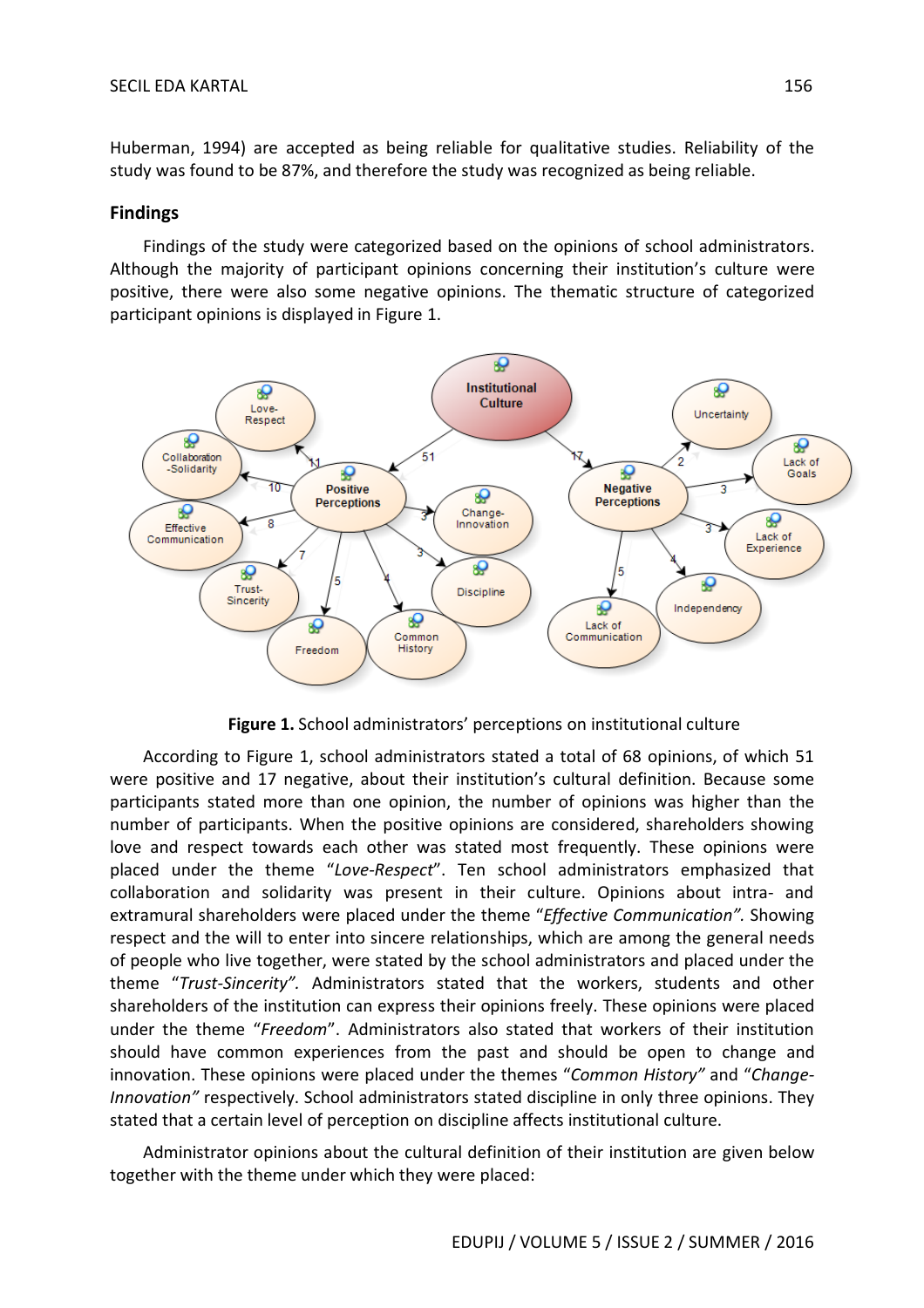Huberman, 1994) are accepted as being reliable for qualitative studies. Reliability of the study was found to be 87%, and therefore the study was recognized as being reliable.

## Findings

Findings of the study were categorized based on the opinions of school administrators. Although the majority of participant opinions concerning their institution's culture were positive, there were also some negative opinions. The thematic structure of categorized participant opinions is displayed in Figure 1.

**Figure 1.** School administrators' perceptions on institutional culture

According to Figure 1, school administrators stated a total of 68 opinions, of which 51 were positive and 17 negative, about their institution's cultural definition. Because some participants stated more than one opinion, the number of opinions was higher than the number of participants. When the positive opinions are considered, shareholders showing love and respect towards each other was stated most frequently. These opinions were placed under the theme "*Love-Respect*". Ten school administrators emphasized that collaboration and solidarity was present in their culture. Opinions about intra- and extramural shareholders were placed under the theme "*Effective Communication"*. Showing respect and the will to enter into sincere relationships, which are among the general needs of people who live together, were stated by the school administrators and placed under the theme "*Trust-Sincerity"*. Administrators stated that the workers, students and other shareholders of the institution can express their opinions freely. These opinions were placed under the theme "*Freedom*". Administrators also stated that workers of their institution should have common experiences from the past and should be open to change and innovation. These opinions were placed under the themes "*Common History"* and "*Change-Innovation"* respectively. School administrators stated discipline in only three opinions. They stated that a certain level of perception on discipline affects institutional culture.

Administrator opinions about the cultural definition of their institution are given below together with the theme under which they were placed: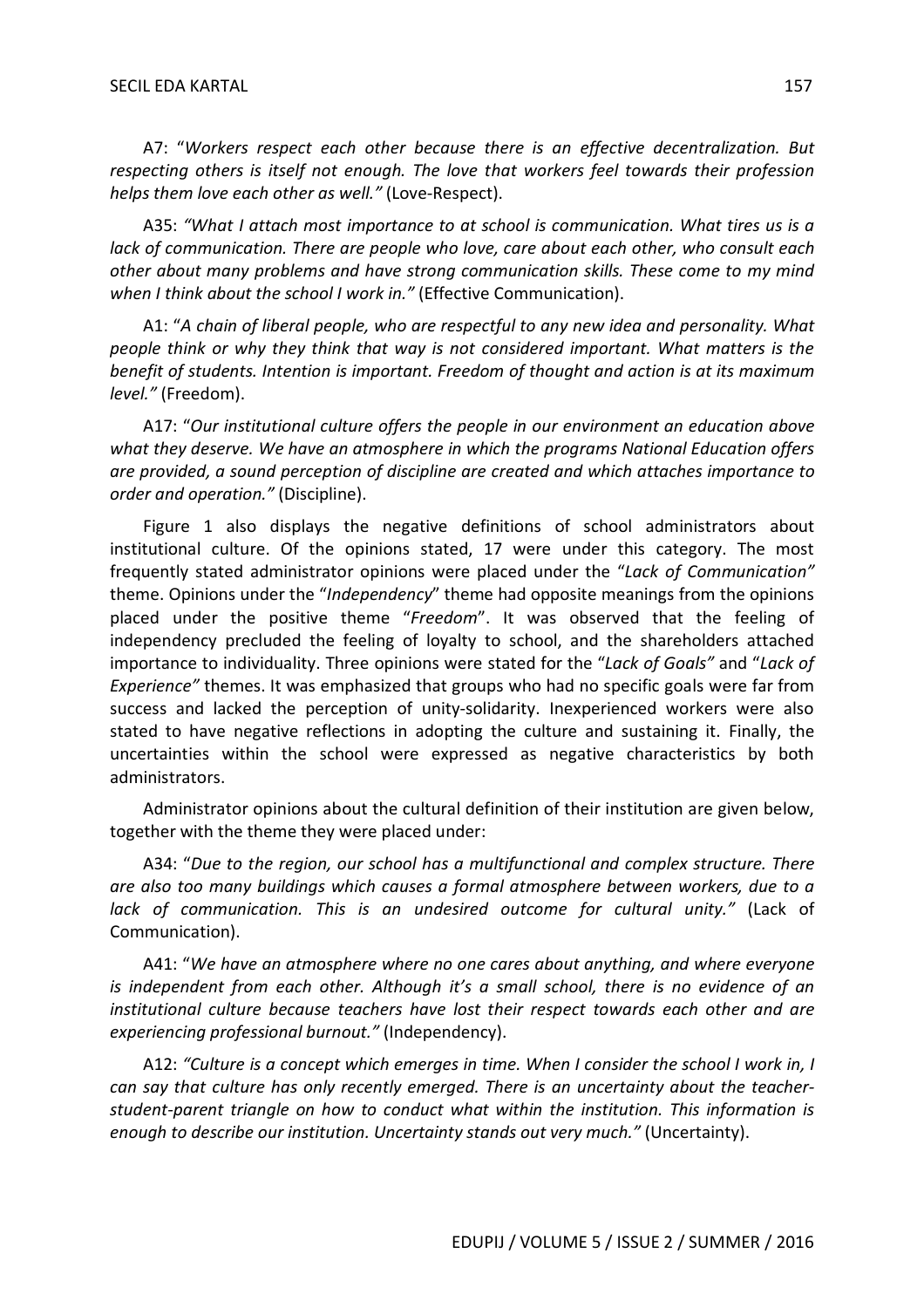A7: "*Workers respect each other because there is an effective decentralization. But respecting others is itself not enough. The love that workers feel towards their profession helps them love each other as well."* (Love-Respect).

A35: *"What I attach most importance to at school is communication. What tires us is a lack of communication. There are people who love, care about each other, who consult each other about many problems and have strong communication skills. These come to my mind when I think about the school I work in."* (Effective Communication).

A1: "*A chain of liberal people, who are respectful to any new idea and personality. What people think or why they think that way is not considered important. What matters is the benefit of students. Intention is important. Freedom of thought and action is at its maximum level."* (Freedom).

A17: "*Our institutional culture offers the people in our environment an education above what they deserve. We have an atmosphere in which the programs National Education offers are provided, a sound perception of discipline are created and which attaches importance to order and operation."* (Discipline).

Figure 1 also displays the negative definitions of school administrators about institutional culture. Of the opinions stated, 17 were under this category. The most frequently stated administrator opinions were placed under the "*Lack of Communication"* theme. Opinions under the "*Independency*" theme had opposite meanings from the opinions placed under the positive theme "*Freedom*". It was observed that the feeling of independency precluded the feeling of loyalty to school, and the shareholders attached importance to individuality. Three opinions were stated for the "*Lack of Goals"* and "*Lack of Experience"* themes. It was emphasized that groups who had no specific goals were far from success and lacked the perception of unity-solidarity. Inexperienced workers were also stated to have negative reflections in adopting the culture and sustaining it. Finally, the uncertainties within the school were expressed as negative characteristics by both administrators.

Administrator opinions about the cultural definition of their institution are given below, together with the theme they were placed under:

A34: "*Due to the region, our school has a multifunctional and complex structure. There are also too many buildings which causes a formal atmosphere between workers, due to a lack of communication. This is an undesired outcome for cultural unity."* (Lack of Communication).

A41: "*We have an atmosphere where no one cares about anything, and where everyone is independent from each other. Although it's a small school, there is no evidence of an institutional culture because teachers have lost their respect towards each other and are experiencing professional burnout."* (Independency).

A12: *"Culture is a concept which emerges in time. When I consider the school I work in, I can say that culture has only recently emerged. There is an uncertainty about the teacher-student-parent triangle on how to conduct what within the institution. This information is enough to describe our institution. Uncertainty stands out very much."* (Uncertainty).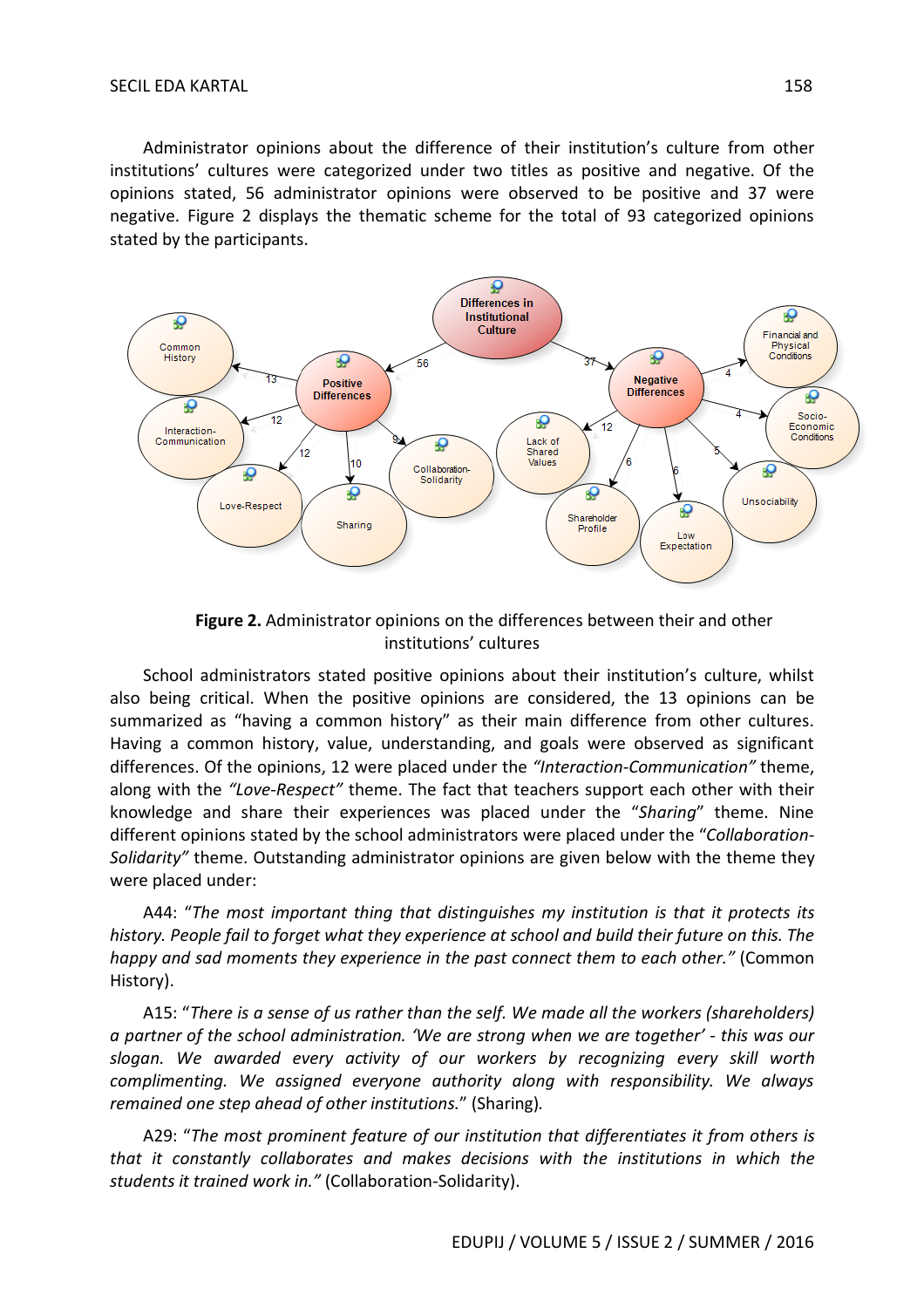Administrator opinions about the difference of their institution's culture from other institutions' cultures were categorized under two titles as positive and negative. Of the opinions stated, 56 administrator opinions were observed to be positive and 37 were negative. Figure 2 displays the thematic scheme for the total of 93 categorized opinions stated by the participants.

**Figure 2.** Administrator opinions on the differences between their and other institutions' cultures

School administrators stated positive opinions about their institution's culture, whilst also being critical. When the positive opinions are considered, the 13 opinions can be summarized as "having a common history" as their main difference from other cultures. Having a common history, value, understanding, and goals were observed as significant differences. Of the opinions, 12 were placed under the *"Interaction-Communication"* theme, along with the *"Love-Respect"* theme. The fact that teachers support each other with their knowledge and share their experiences was placed under the "*Sharing*" theme. Nine different opinions stated by the school administrators were placed under the "*Collaboration-Solidarity"* theme. Outstanding administrator opinions are given below with the theme they were placed under:

A44: "*The most important thing that distinguishes my institution is that it protects its history. People fail to forget what they experience at school and build their future on this. The happy and sad moments they experience in the past connect them to each other."* (Common History).

A15: "*There is a sense of us rather than the self. We made all the workers (shareholders) a partner of the school administration. 'We are strong when we are together' - this was our slogan. We awarded every activity of our workers by recognizing every skill worth complimenting. We assigned everyone authority along with responsibility. We always remained one step ahead of other institutions.*" (Sharing).

A29: "*The most prominent feature of our institution that differentiates it from others is that it constantly collaborates and makes decisions with the institutions in which the students it trained work in."* (Collaboration-Solidarity).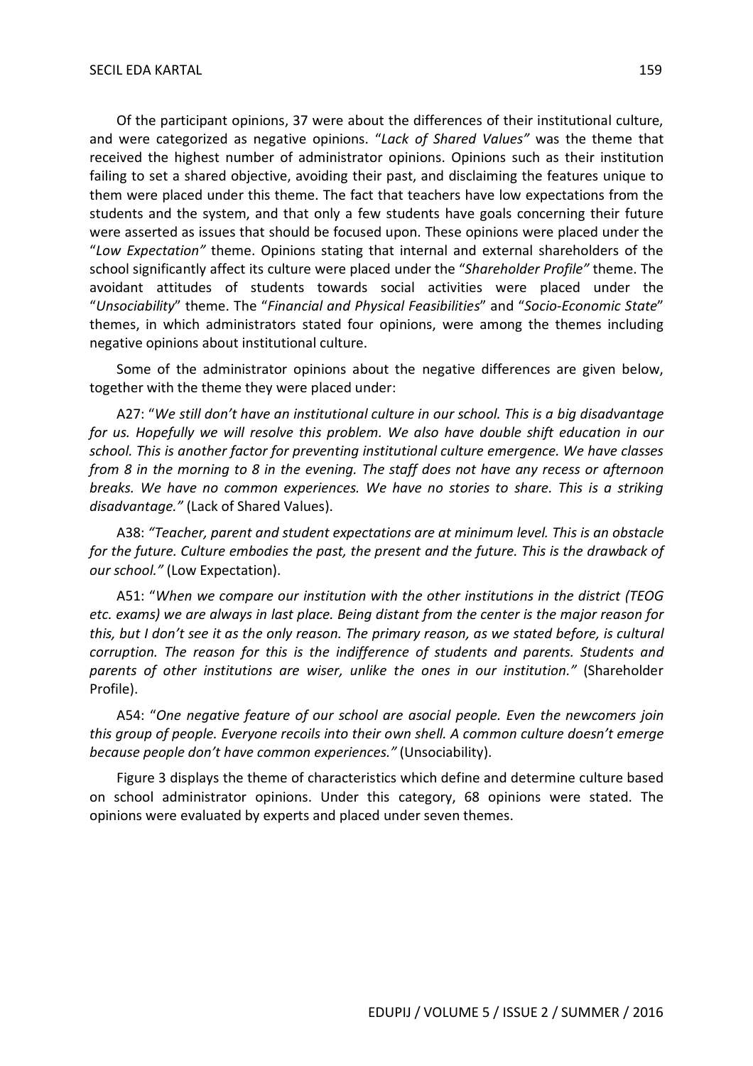Of the participant opinions, 37 were about the differences of their institutional culture, and were categorized as negative opinions. "*Lack of Shared Values"* was the theme that received the highest number of administrator opinions. Opinions such as their institution failing to set a shared objective, avoiding their past, and disclaiming the features unique to them were placed under this theme. The fact that teachers have low expectations from the students and the system, and that only a few students have goals concerning their future were asserted as issues that should be focused upon. These opinions were placed under the "*Low Expectation"* theme. Opinions stating that internal and external shareholders of the school significantly affect its culture were placed under the "*Shareholder Profile"* theme. The avoidant attitudes of students towards social activities were placed under the "*Unsociability*" theme. The "*Financial and Physical Feasibilities*" and "*Socio-Economic State*" themes, in which administrators stated four opinions, were among the themes including negative opinions about institutional culture.

Some of the administrator opinions about the negative differences are given below, together with the theme they were placed under:

A27: "*We still don't have an institutional culture in our school. This is a big disadvantage for us. Hopefully we will resolve this problem. We also have double shift education in our school. This is another factor for preventing institutional culture emergence. We have classes from 8 in the morning to 8 in the evening. The staff does not have any recess or afternoon breaks. We have no common experiences. We have no stories to share. This is a striking disadvantage."* (Lack of Shared Values).

A38: *"Teacher, parent and student expectations are at minimum level. This is an obstacle for the future. Culture embodies the past, the present and the future. This is the drawback of our school."* (Low Expectation).

A51: "*When we compare our institution with the other institutions in the district (TEOG etc. exams) we are always in last place. Being distant from the center is the major reason for this, but I don't see it as the only reason. The primary reason, as we stated before, is cultural corruption. The reason for this is the indifference of students and parents. Students and parents of other institutions are wiser, unlike the ones in our institution."* (Shareholder Profile).

A54: "*One negative feature of our school are asocial people. Even the newcomers join this group of people. Everyone recoils into their own shell. A common culture doesn't emerge because people don't have common experiences."* (Unsociability).

Figure 3 displays the theme of characteristics which define and determine culture based on school administrator opinions. Under this category, 68 opinions were stated. The opinions were evaluated by experts and placed under seven themes.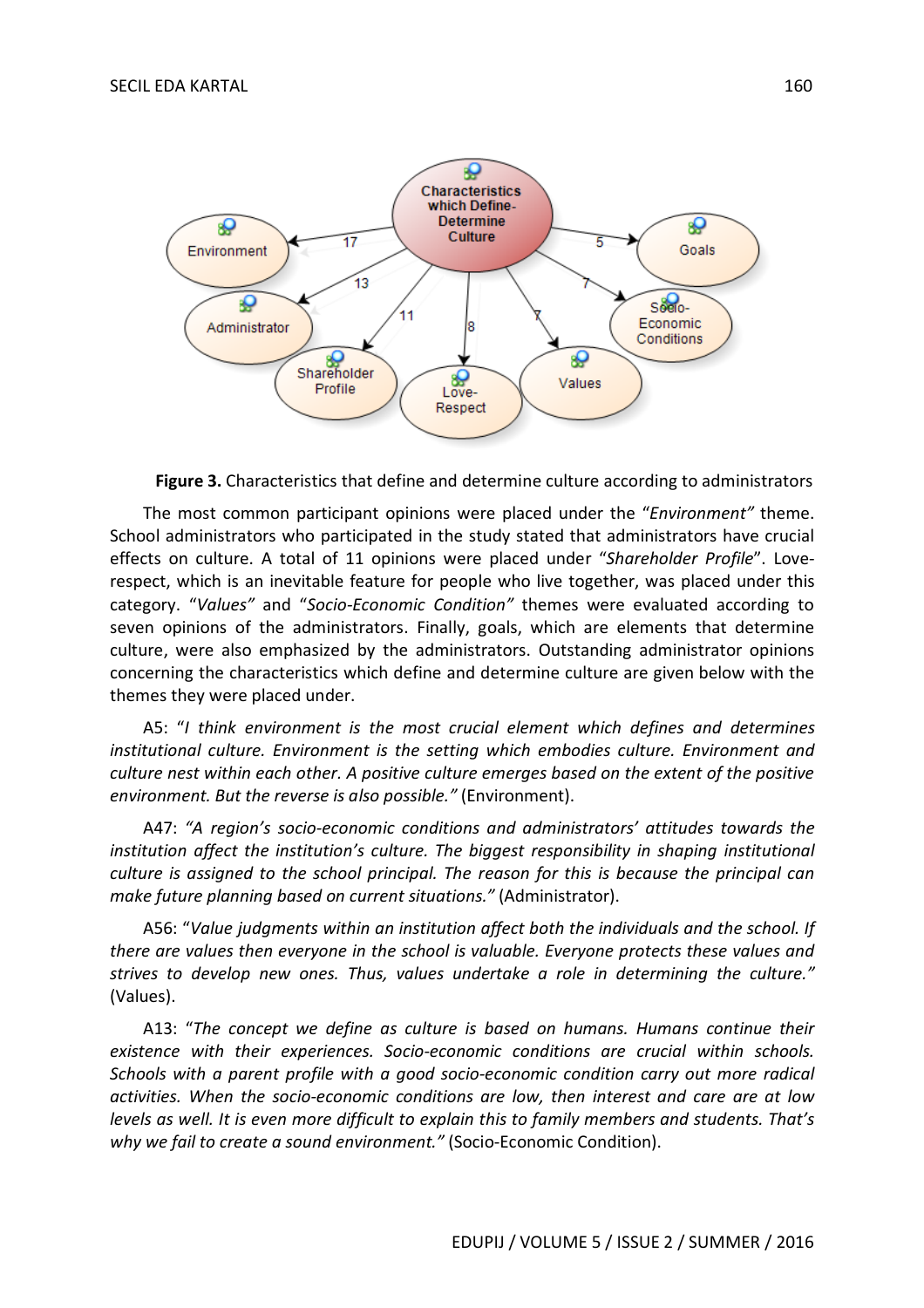**Figure 3.** Characteristics that define and determine culture according to administrators

The most common participant opinions were placed under the "*Environment"* theme. School administrators who participated in the study stated that administrators have crucial effects on culture. A total of 11 opinions were placed under "*Shareholder Profile*". Love-respect, which is an inevitable feature for people who live together, was placed under this category. "*Values"* and "*Socio-Economic Condition"* themes were evaluated according to seven opinions of the administrators. Finally, goals, which are elements that determine culture, were also emphasized by the administrators. Outstanding administrator opinions concerning the characteristics which define and determine culture are given below with the themes they were placed under.

A5: "*I think environment is the most crucial element which defines and determines institutional culture. Environment is the setting which embodies culture. Environment and culture nest within each other. A positive culture emerges based on the extent of the positive environment. But the reverse is also possible."* (Environment).

A47: *"A region's socio-economic conditions and administrators' attitudes towards the institution affect the institution's culture. The biggest responsibility in shaping institutional culture is assigned to the school principal. The reason for this is because the principal can make future planning based on current situations."* (Administrator).

A56: "*Value judgments within an institution affect both the individuals and the school. If there are values then everyone in the school is valuable. Everyone protects these values and strives to develop new ones. Thus, values undertake a role in determining the culture."* (Values).

A13: "*The concept we define as culture is based on humans. Humans continue their existence with their experiences. Socio-economic conditions are crucial within schools. Schools with a parent profile with a good socio-economic condition carry out more radical activities. When the socio-economic conditions are low, then interest and care are at low levels as well. It is even more difficult to explain this to family members and students. That's why we fail to create a sound environment."* (Socio-Economic Condition).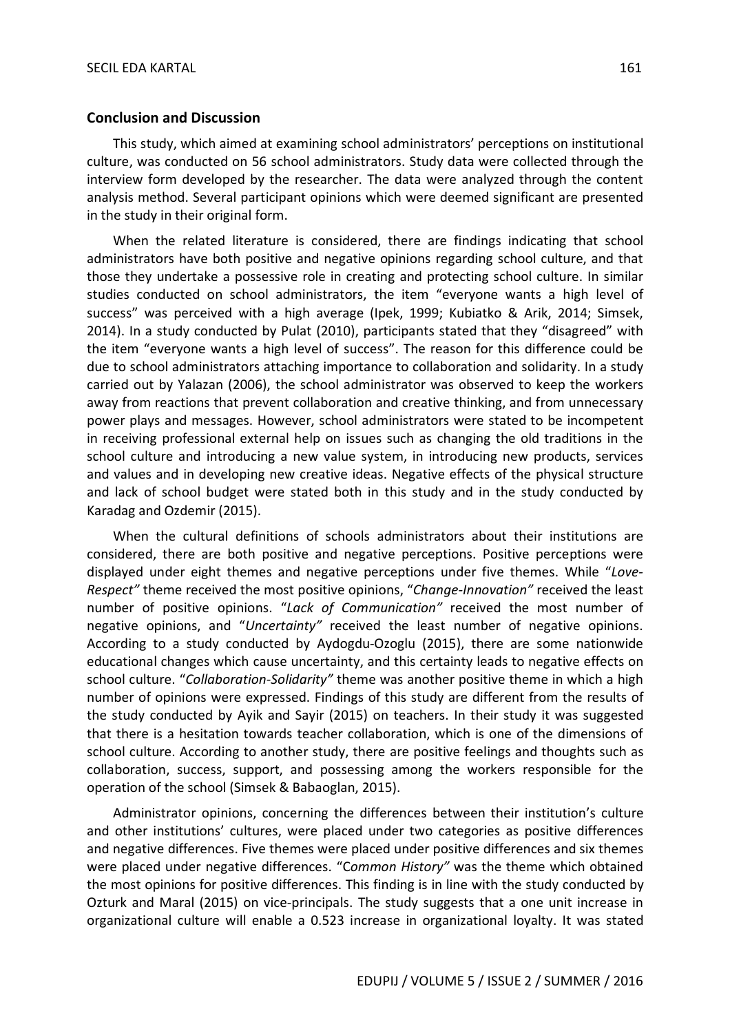## Conclusion and Discussion

This study, which aimed at examining school administrators' perceptions on institutional culture, was conducted on 56 school administrators. Study data were collected through the interview form developed by the researcher. The data were analyzed through the content analysis method. Several participant opinions which were deemed significant are presented in the study in their original form.

When the related literature is considered, there are findings indicating that school administrators have both positive and negative opinions regarding school culture, and that those they undertake a possessive role in creating and protecting school culture. In similar studies conducted on school administrators, the item "everyone wants a high level of success" was perceived with a high average (Ipek, 1999; Kubiatko & Arik, 2014; Simsek, 2014). In a study conducted by Pulat (2010), participants stated that they "disagreed" with the item "everyone wants a high level of success". The reason for this difference could be due to school administrators attaching importance to collaboration and solidarity. In a study carried out by Yalazan (2006), the school administrator was observed to keep the workers away from reactions that prevent collaboration and creative thinking, and from unnecessary power plays and messages. However, school administrators were stated to be incompetent in receiving professional external help on issues such as changing the old traditions in the school culture and introducing a new value system, in introducing new products, services and values and in developing new creative ideas. Negative effects of the physical structure and lack of school budget were stated both in this study and in the study conducted by Karadag and Ozdemir (2015).

When the cultural definitions of schools administrators about their institutions are considered, there are both positive and negative perceptions. Positive perceptions were displayed under eight themes and negative perceptions under five themes. While "*Love-Respect"* theme received the most positive opinions, "*Change-Innovation"* received the least number of positive opinions. "*Lack of Communication"* received the most number of negative opinions, and "*Uncertainty"* received the least number of negative opinions. According to a study conducted by Aydogdu-Ozoglu (2015), there are some nationwide educational changes which cause uncertainty, and this certainty leads to negative effects on school culture. "*Collaboration-Solidarity"* theme was another positive theme in which a high number of opinions were expressed. Findings of this study are different from the results of the study conducted by Ayik and Sayir (2015) on teachers. In their study it was suggested that there is a hesitation towards teacher collaboration, which is one of the dimensions of school culture. According to another study, there are positive feelings and thoughts such as collaboration, success, support, and possessing among the workers responsible for the operation of the school (Simsek & Babaoglan, 2015).

Administrator opinions, concerning the differences between their institution's culture and other institutions' cultures, were placed under two categories as positive differences and negative differences. Five themes were placed under positive differences and six themes were placed under negative differences. "C*ommon History"* was the theme which obtained the most opinions for positive differences. This finding is in line with the study conducted by Ozturk and Maral (2015) on vice-principals. The study suggests that a one unit increase in organizational culture will enable a 0.523 increase in organizational loyalty. It was stated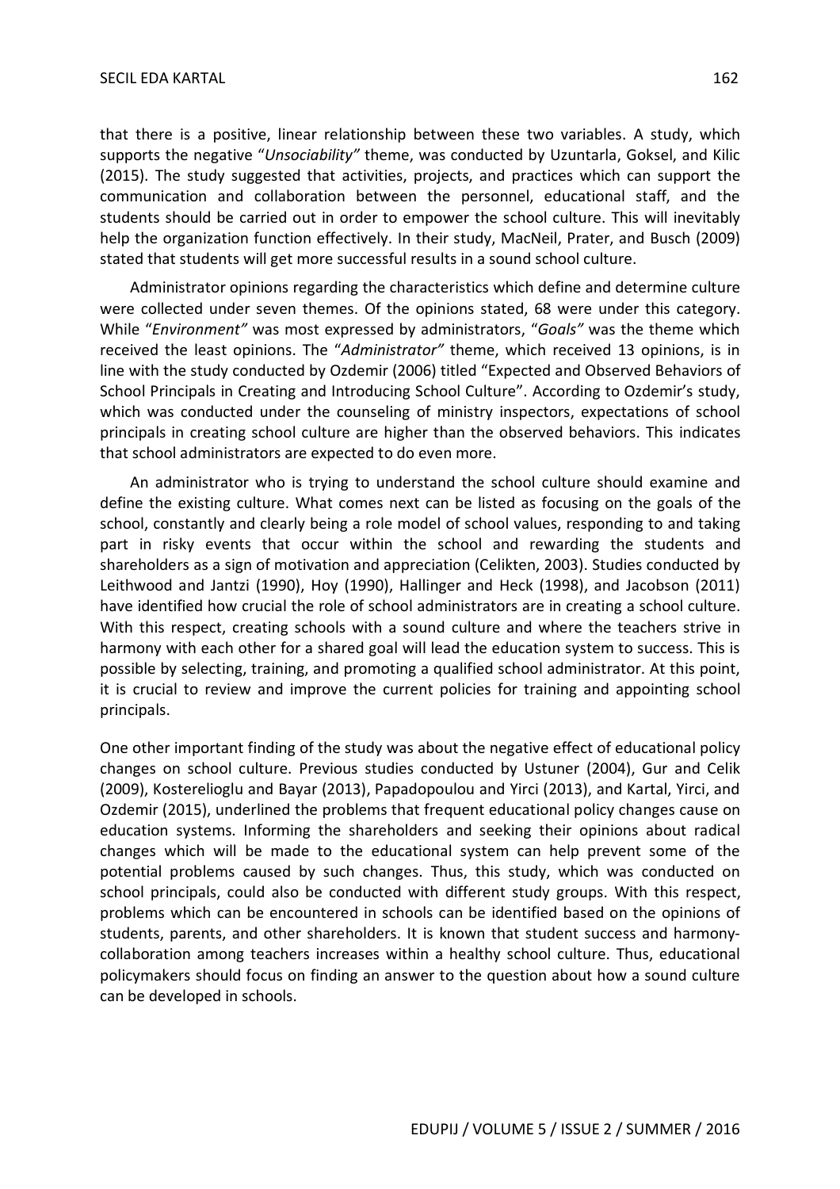that there is a positive, linear relationship between these two variables. A study, which supports the negative "*Unsociability"* theme, was conducted by Uzuntarla, Goksel, and Kilic (2015). The study suggested that activities, projects, and practices which can support the communication and collaboration between the personnel, educational staff, and the students should be carried out in order to empower the school culture. This will inevitably help the organization function effectively. In their study, MacNeil, Prater, and Busch (2009) stated that students will get more successful results in a sound school culture.

Administrator opinions regarding the characteristics which define and determine culture were collected under seven themes. Of the opinions stated, 68 were under this category. While "*Environment"* was most expressed by administrators, "*Goals"* was the theme which received the least opinions. The "*Administrator"* theme, which received 13 opinions, is in line with the study conducted by Ozdemir (2006) titled "Expected and Observed Behaviors of School Principals in Creating and Introducing School Culture". According to Ozdemir's study, which was conducted under the counseling of ministry inspectors, expectations of school principals in creating school culture are higher than the observed behaviors. This indicates that school administrators are expected to do even more.

An administrator who is trying to understand the school culture should examine and define the existing culture. What comes next can be listed as focusing on the goals of the school, constantly and clearly being a role model of school values, responding to and taking part in risky events that occur within the school and rewarding the students and shareholders as a sign of motivation and appreciation (Celikten, 2003). Studies conducted by Leithwood and Jantzi (1990), Hoy (1990), Hallinger and Heck (1998), and Jacobson (2011) have identified how crucial the role of school administrators are in creating a school culture. With this respect, creating schools with a sound culture and where the teachers strive in harmony with each other for a shared goal will lead the education system to success. This is possible by selecting, training, and promoting a qualified school administrator. At this point, it is crucial to review and improve the current policies for training and appointing school principals.

One other important finding of the study was about the negative effect of educational policy changes on school culture. Previous studies conducted by Ustuner (2004), Gur and Celik (2009), Kosterelioglu and Bayar (2013), Papadopoulou and Yirci (2013), and Kartal, Yirci, and Ozdemir (2015), underlined the problems that frequent educational policy changes cause on education systems. Informing the shareholders and seeking their opinions about radical changes which will be made to the educational system can help prevent some of the potential problems caused by such changes. Thus, this study, which was conducted on school principals, could also be conducted with different study groups. With this respect, problems which can be encountered in schools can be identified based on the opinions of students, parents, and other shareholders. It is known that student success and harmony-collaboration among teachers increases within a healthy school culture. Thus, educational policymakers should focus on finding an answer to the question about how a sound culture can be developed in schools.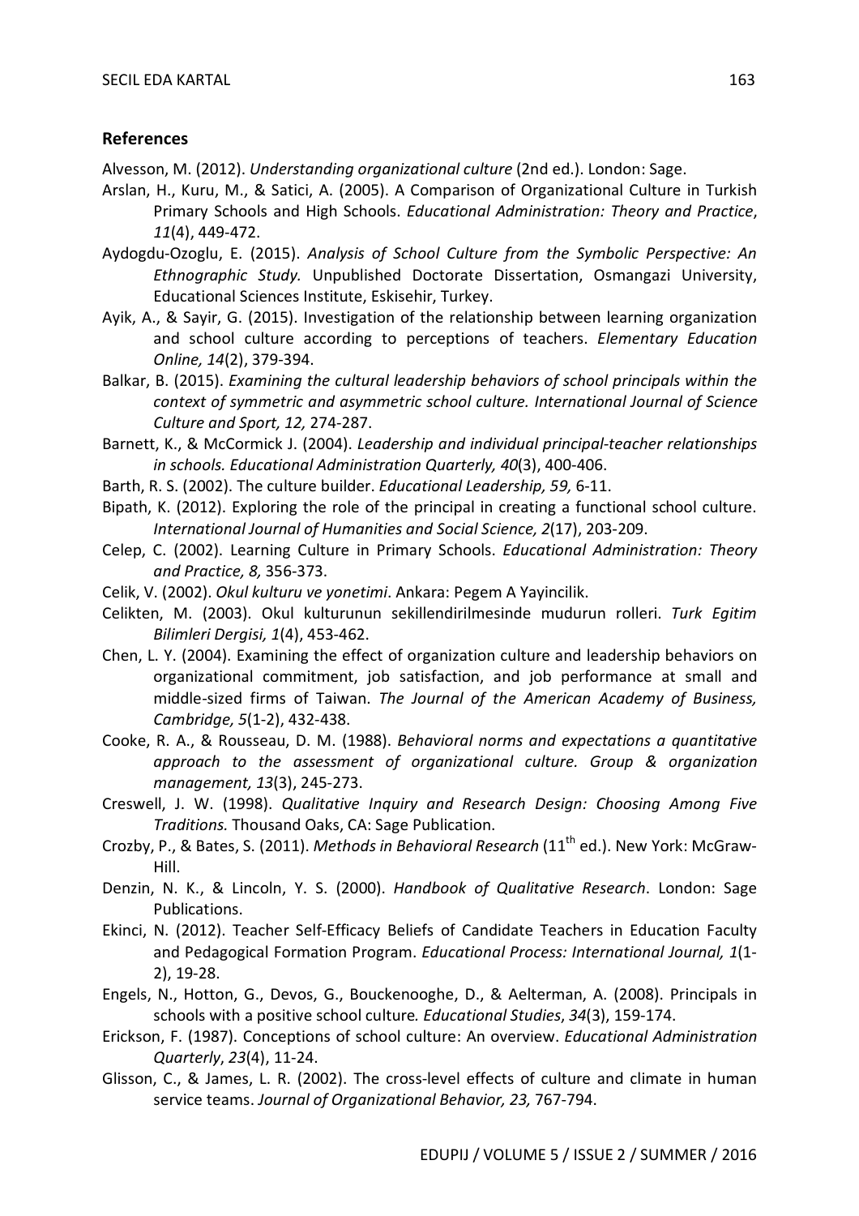## References

Alvesson, M. (2012). *Understanding organizational culture* (2nd ed.). London: Sage.

Arslan, H., Kuru, M., & Satici, A. (2005). A Comparison of Organizational Culture in Turkish Primary Schools and High Schools. *Educational Administration: Theory and Practice*, *11*(4), 449-472.

Aydogdu-Ozoglu, E. (2015). *Analysis of School Culture from the Symbolic Perspective: An Ethnographic Study.* Unpublished Doctorate Dissertation, Osmangazi University, Educational Sciences Institute, Eskisehir, Turkey.

Ayik, A., & Sayir, G. (2015). Investigation of the relationship between learning organization and school culture according to perceptions of teachers. *Elementary Education Online, 14*(2), 379-394.

Balkar, B. (2015). *Examining the cultural leadership behaviors of school principals within the context of symmetric and asymmetric school culture. International Journal of Science Culture and Sport, 12,* 274-287.

Barnett, K., & McCormick J. (2004). *Leadership and individual principal-teacher relationships in schools. Educational Administration Quarterly, 40*(3), 400-406.

Barth, R. S. (2002). The culture builder. *Educational Leadership, 59,* 6-11.

Bipath, K. (2012). Exploring the role of the principal in creating a functional school culture. *International Journal of Humanities and Social Science, 2*(17), 203-209.

Celep, C. (2002). Learning Culture in Primary Schools. *Educational Administration: Theory and Practice, 8,* 356-373.

Celik, V. (2002). *Okul kulturu ve yonetimi*. Ankara: Pegem A Yayincilik.

Celikten, M. (2003). Okul kulturunun sekillendirilmesinde mudurun rolleri. *Turk Egitim Bilimleri Dergisi, 1*(4), 453-462.

Chen, L. Y. (2004). Examining the effect of organization culture and leadership behaviors on organizational commitment, job satisfaction, and job performance at small and middle-sized firms of Taiwan. *The Journal of the American Academy of Business, Cambridge, 5*(1-2), 432-438.

Cooke, R. A., & Rousseau, D. M. (1988). *Behavioral norms and expectations a quantitative approach to the assessment of organizational culture. Group & organization management, 13*(3), 245-273.

Creswell, J. W. (1998). *Qualitative Inquiry and Research Design: Choosing Among Five Traditions.* Thousand Oaks, CA: Sage Publication.

Crozby, P., & Bates, S. (2011). *Methods in Behavioral Research* (11th ed.). New York: McGraw-Hill.

Denzin, N. K., & Lincoln, Y. S. (2000). *Handbook of Qualitative Research*. London: Sage Publications.

Ekinci, N. (2012). Teacher Self-Efficacy Beliefs of Candidate Teachers in Education Faculty and Pedagogical Formation Program. *Educational Process: International Journal, 1*(1-2), 19-28.

Engels, N., Hotton, G., Devos, G., Bouckenooghe, D., & Aelterman, A. (2008). Principals in schools with a positive school culture*. Educational Studies*, *34*(3), 159-174.

Erickson, F. (1987). Conceptions of school culture: An overview. *Educational Administration Quarterly*, *23*(4), 11-24.

Glisson, C., & James, L. R. (2002). The cross-level effects of culture and climate in human service teams. *Journal of Organizational Behavior, 23,* 767-794.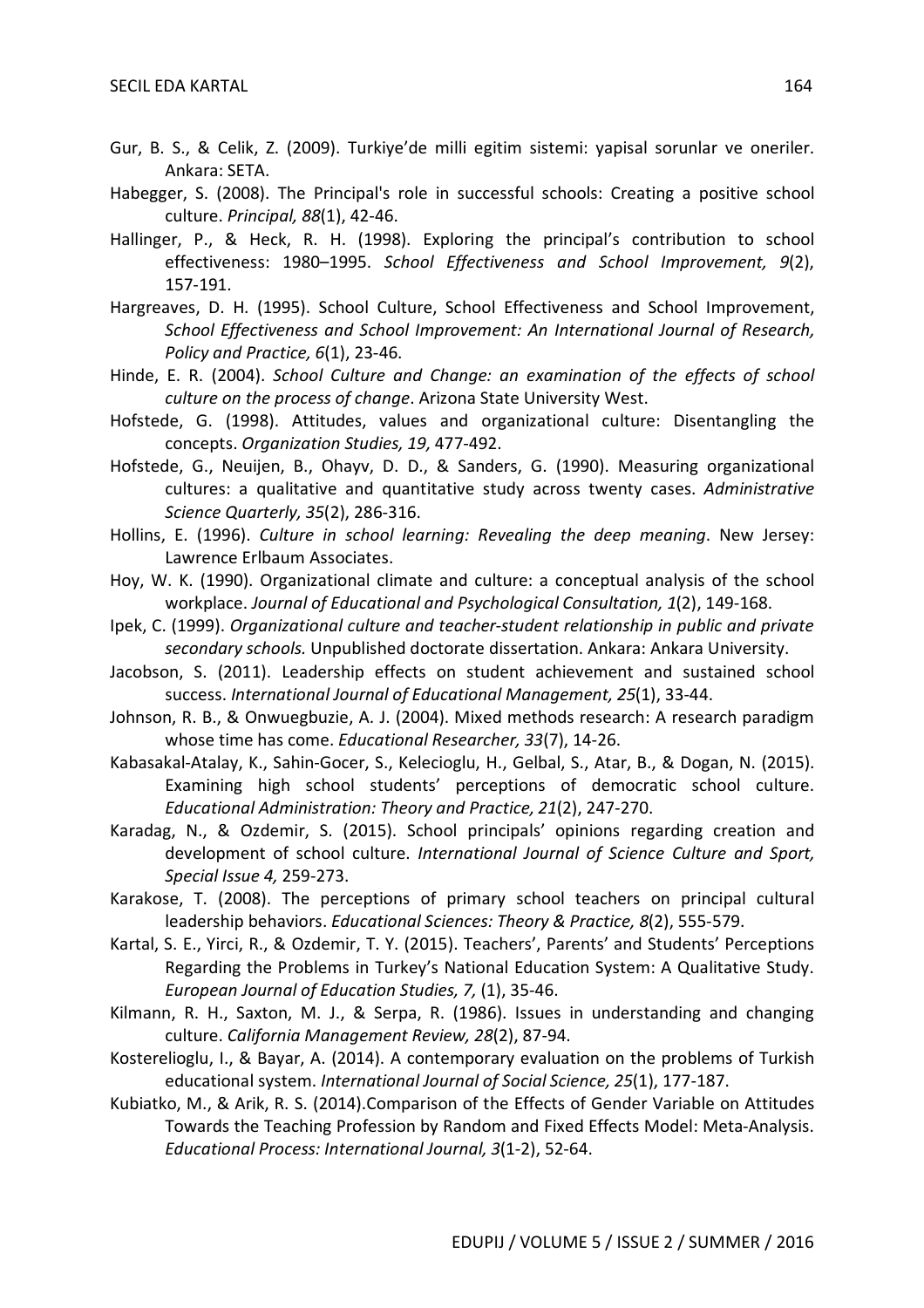Gur, B. S., & Celik, Z. (2009). Turkiye'de milli egitim sistemi: yapisal sorunlar ve oneriler. Ankara: SETA.

Habegger, S. (2008). The Principal's role in successful schools: Creating a positive school culture. *Principal, 88*(1), 42-46.

Hallinger, P., & Heck, R. H. (1998). Exploring the principal's contribution to school effectiveness: 1980–1995. *School Effectiveness and School Improvement, 9*(2), 157-191.

Hargreaves, D. H. (1995). School Culture, School Effectiveness and School Improvement, *School Effectiveness and School Improvement: An International Journal of Research, Policy and Practice, 6*(1), 23-46.

Hinde, E. R. (2004). *School Culture and Change: an examination of the effects of school culture on the process of change*. Arizona State University West.

Hofstede, G. (1998). Attitudes, values and organizational culture: Disentangling the concepts. *Organization Studies, 19,* 477-492.

Hofstede, G., Neuijen, B., Ohayv, D. D., & Sanders, G. (1990). Measuring organizational cultures: a qualitative and quantitative study across twenty cases. *Administrative Science Quarterly, 35*(2), 286-316.

Hollins, E. (1996). *Culture in school learning: Revealing the deep meaning*. New Jersey: Lawrence Erlbaum Associates.

Hoy, W. K. (1990). Organizational climate and culture: a conceptual analysis of the school workplace. *Journal of Educational and Psychological Consultation, 1*(2), 149-168.

Ipek, C. (1999). *Organizational culture and teacher-student relationship in public and private secondary schools.* Unpublished doctorate dissertation. Ankara: Ankara University.

Jacobson, S. (2011). Leadership effects on student achievement and sustained school success. *International Journal of Educational Management, 25*(1), 33-44.

Johnson, R. B., & Onwuegbuzie, A. J. (2004). Mixed methods research: A research paradigm whose time has come. *Educational Researcher, 33*(7), 14-26.

Kabasakal-Atalay, K., Sahin-Gocer, S., Kelecioglu, H., Gelbal, S., Atar, B., & Dogan, N. (2015). Examining high school students' perceptions of democratic school culture. *Educational Administration: Theory and Practice, 21*(2), 247-270.

Karadag, N., & Ozdemir, S. (2015). School principals' opinions regarding creation and development of school culture. *International Journal of Science Culture and Sport, Special Issue 4,* 259-273.

Karakose, T. (2008). The perceptions of primary school teachers on principal cultural leadership behaviors. *Educational Sciences: Theory & Practice, 8*(2), 555-579.

Kartal, S. E., Yirci, R., & Ozdemir, T. Y. (2015). Teachers', Parents' and Students' Perceptions Regarding the Problems in Turkey's National Education System: A Qualitative Study. *European Journal of Education Studies, 7,* (1), 35-46.

Kilmann, R. H., Saxton, M. J., & Serpa, R. (1986). Issues in understanding and changing culture. *California Management Review, 28*(2), 87-94.

Kosterelioglu, I., & Bayar, A. (2014). A contemporary evaluation on the problems of Turkish educational system. *International Journal of Social Science, 25*(1), 177-187.

Kubiatko, M., & Arik, R. S. (2014).Comparison of the Effects of Gender Variable on Attitudes Towards the Teaching Profession by Random and Fixed Effects Model: Meta-Analysis. *Educational Process: International Journal, 3*(1-2), 52-64.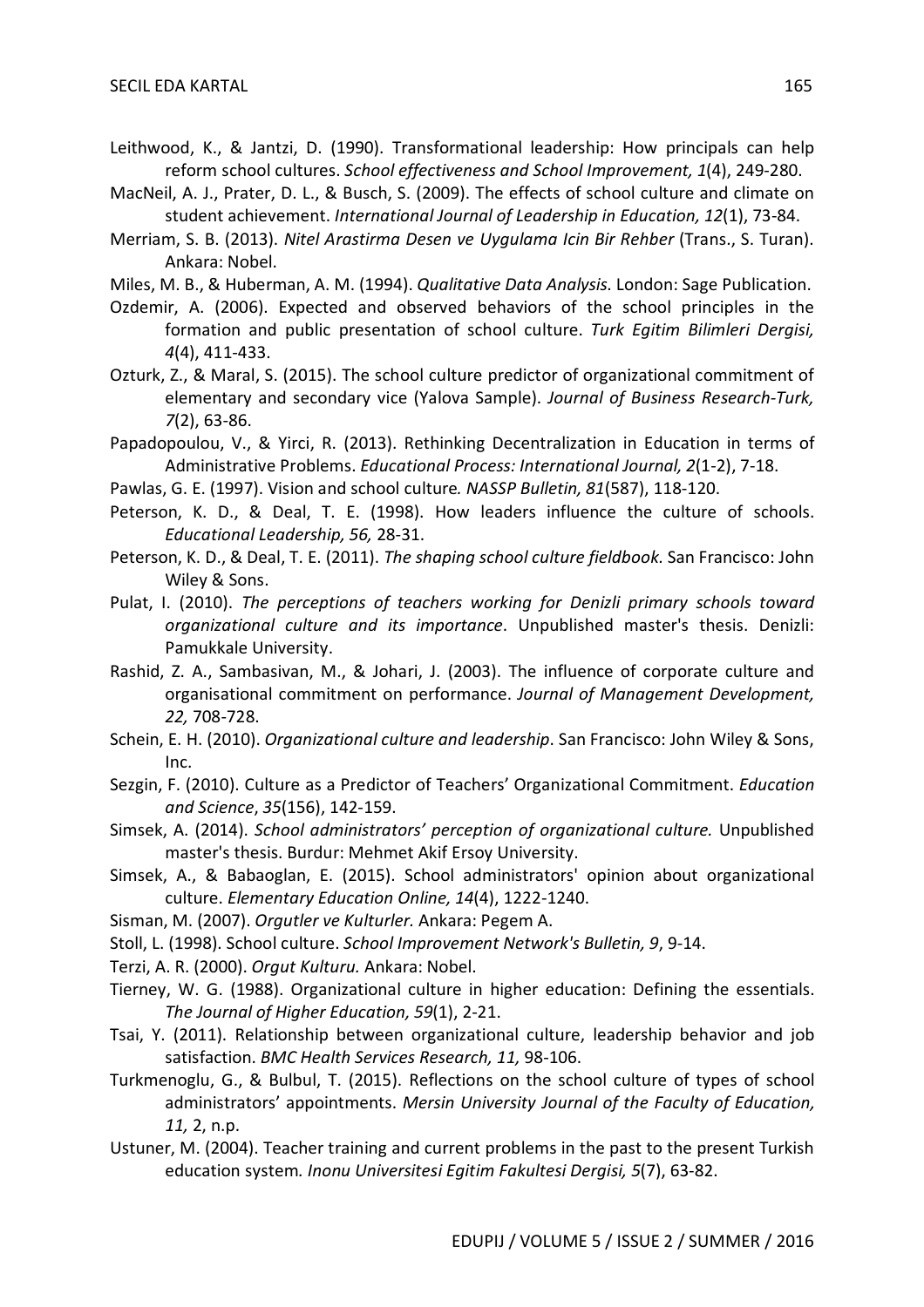Leithwood, K., & Jantzi, D. (1990). Transformational leadership: How principals can help reform school cultures. *School effectiveness and School Improvement, 1*(4), 249-280.

MacNeil, A. J., Prater, D. L., & Busch, S. (2009). The effects of school culture and climate on student achievement. *International Journal of Leadership in Education, 12*(1), 73-84.

Merriam, S. B. (2013). *Nitel Arastirma Desen ve Uygulama Icin Bir Rehber* (Trans., S. Turan). Ankara: Nobel.

Miles, M. B., & Huberman, A. M. (1994). *Qualitative Data Analysis*. London: Sage Publication.

Ozdemir, A. (2006). Expected and observed behaviors of the school principles in the formation and public presentation of school culture. *Turk Egitim Bilimleri Dergisi, 4*(4), 411-433.

Ozturk, Z., & Maral, S. (2015). The school culture predictor of organizational commitment of elementary and secondary vice (Yalova Sample). *Journal of Business Research-Turk, 7*(2), 63-86.

Papadopoulou, V., & Yirci, R. (2013). Rethinking Decentralization in Education in terms of Administrative Problems. *Educational Process: International Journal, 2*(1-2), 7-18.

Pawlas, G. E. (1997). Vision and school culture*. NASSP Bulletin, 81*(587), 118-120.

Peterson, K. D., & Deal, T. E. (1998). How leaders influence the culture of schools. *Educational Leadership, 56,* 28-31.

Peterson, K. D., & Deal, T. E. (2011). *The shaping school culture fieldbook*. San Francisco: John Wiley & Sons.

Pulat, I. (2010). *The perceptions of teachers working for Denizli primary schools toward organizational culture and its importance*. Unpublished master's thesis. Denizli: Pamukkale University.

Rashid, Z. A., Sambasivan, M., & Johari, J. (2003). The influence of corporate culture and organisational commitment on performance. *Journal of Management Development, 22,* 708-728.

Schein, E. H. (2010). *Organizational culture and leadership*. San Francisco: John Wiley & Sons, Inc.

Sezgin, F. (2010). Culture as a Predictor of Teachers' Organizational Commitment. *Education and Science*, *35*(156), 142-159.

Simsek, A. (2014). *School administrators' perception of organizational culture.* Unpublished master's thesis. Burdur: Mehmet Akif Ersoy University.

Simsek, A., & Babaoglan, E. (2015). School administrators' opinion about organizational culture. *Elementary Education Online, 14*(4), 1222-1240.

Sisman, M. (2007). *Orgutler ve Kulturler.* Ankara: Pegem A.

Stoll, L. (1998). School culture. *School Improvement Network's Bulletin, 9*, 9-14.

Terzi, A. R. (2000). *Orgut Kulturu.* Ankara: Nobel.

Tierney, W. G. (1988). Organizational culture in higher education: Defining the essentials. *The Journal of Higher Education, 59*(1), 2-21.

Tsai, Y. (2011). Relationship between organizational culture, leadership behavior and job satisfaction. *BMC Health Services Research, 11,* 98-106.

Turkmenoglu, G., & Bulbul, T. (2015). Reflections on the school culture of types of school administrators' appointments. *Mersin University Journal of the Faculty of Education, 11,* 2, n.p.

Ustuner, M. (2004). Teacher training and current problems in the past to the present Turkish education system*. Inonu Universitesi Egitim Fakultesi Dergisi, 5*(7), 63-82.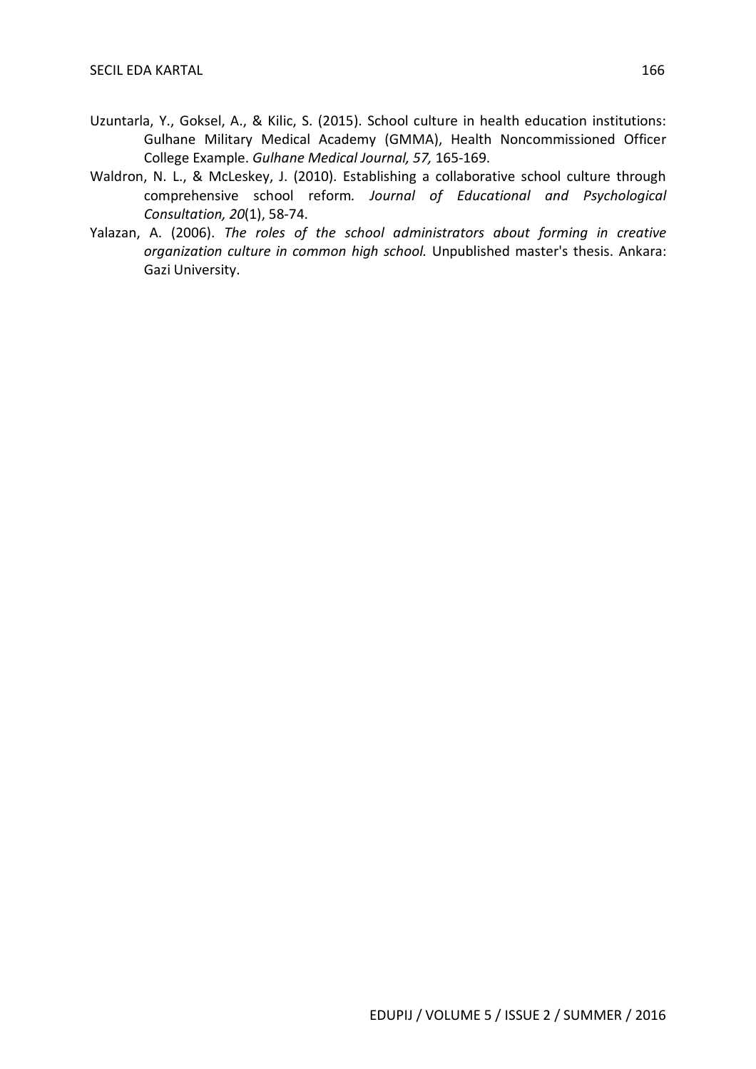Uzuntarla, Y., Goksel, A., & Kilic, S. (2015). School culture in health education institutions: Gulhane Military Medical Academy (GMMA), Health Noncommissioned Officer College Example. *Gulhane Medical Journal, 57,* 165-169.

Waldron, N. L., & McLeskey, J. (2010). Establishing a collaborative school culture through comprehensive school reform. *Journal of Educational and Psychological Consultation, 20*(1), 58-74.

Yalazan, A. (2006). *The roles of the school administrators about forming in creative organization culture in common high school.* Unpublished master's thesis. Ankara: Gazi University.